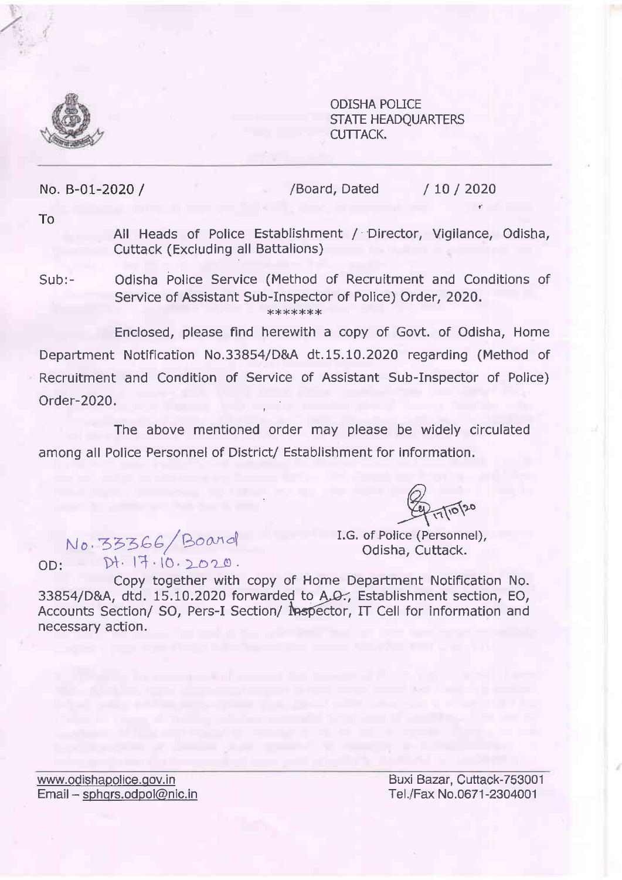ODISHA POLICE
STATE HEADQUARTERS
CUTTACK.

No. B-01-2020 / /Board, Dated / 10 / 2020

To

All Heads of Police Establishment / Director, Vigilance, Odisha, Cuttack (Excluding all Battalions)

Sub:- Odisha Police Service (Method of Recruitment and Conditions of Service of Assistant Sub-Inspector of Police) Order, 2020.

\*\*\*\*\*\*\*

Enclosed, please find herewith a copy of Govt. of Odisha, Home Department Notification No.33854/D&A dt.15.10.2020 regarding (Method of Recruitment and Condition of Service of Assistant Sub-Inspector of Police) Order-2020.

The above mentioned order may please be widely circulated among all Police Personnel of District/ Establishment for information.

17/10/20

I.G. of Police (Personnel),
Odisha, Cuttack.

No. 33366/Board
Dt. 17.10.2020.

OD:

Copy together with copy of Home Department Notification No. 33854/D&A, dtd. 15.10.2020 forwarded to A.O., Establishment section, EO, Accounts Section/ SO, Pers-I Section/ Inspector, IT Cell for information and necessary action.

www.odishapolice.gov.in
Email – sphqrs.odpol@nic.in

Buxi Bazar, Cuttack-753001
Tel./Fax No.0671-2304001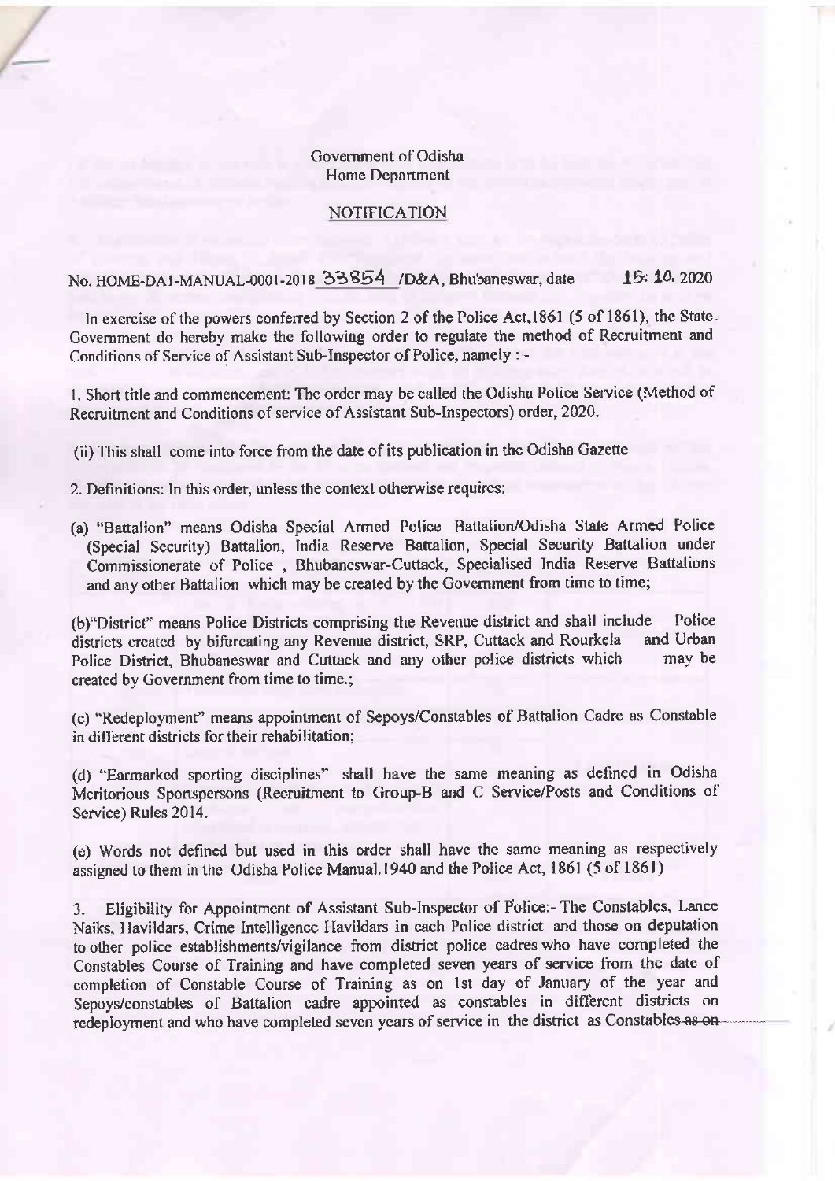Government of Odisha
Home Department

## NOTIFICATION

No. HOME-DA1-MANUAL-0001-2018 33854 /D&A, Bhubaneswar, date 15.10.2020

In exercise of the powers conferred by Section 2 of the Police Act,1861 (5 of 1861), the State Government do hereby make the following order to regulate the method of Recruitment and Conditions of Service of Assistant Sub-Inspector of Police, namely : -

1. Short title and commencement: The order may be called the Odisha Police Service (Method of Recruitment and Conditions of service of Assistant Sub-Inspectors) order, 2020.

(ii) This shall come into force from the date of its publication in the Odisha Gazette

2. Definitions: In this order, unless the context otherwise requires:

(a) "Battalion" means Odisha Special Armed Police Battalion/Odisha State Armed Police (Special Security) Battalion, India Reserve Battalion, Special Security Battalion under Commissionerate of Police , Bhubaneswar-Cuttack, Specialised India Reserve Battalions and any other Battalion which may be created by the Government from time to time;

(b)"District" means Police Districts comprising the Revenue district and shall include Police districts created by bifurcating any Revenue district, SRP, Cuttack and Rourkela and Urban Police District, Bhubaneswar and Cuttack and any other police districts which may be created by Government from time to time.;

(c) "Redeployment" means appointment of Sepoys/Constables of Battalion Cadre as Constable in different districts for their rehabilitation;

(d) "Earmarked sporting disciplines" shall have the same meaning as defined in Odisha Meritorious Sportspersons (Recruitment to Group-B and C Service/Posts and Conditions of Service) Rules 2014.

(e) Words not defined but used in this order shall have the same meaning as respectively assigned to them in the Odisha Police Manual.1940 and the Police Act, 1861 (5 of 1861)

3. Eligibility for Appointment of Assistant Sub-Inspector of Police:- The Constables, Lance Naiks, Havildars, Crime Intelligence Havildars in each Police district and those on deputation to other police establishments/vigilance from district police cadres who have completed the Constables Course of Training and have completed seven years of service from the date of completion of Constable Course of Training as on 1st day of January of the year and Sepoys/constables of Battalion cadre appointed as constables in different districts on redeployment and who have completed seven years of service in the district as Constables ~~as on~~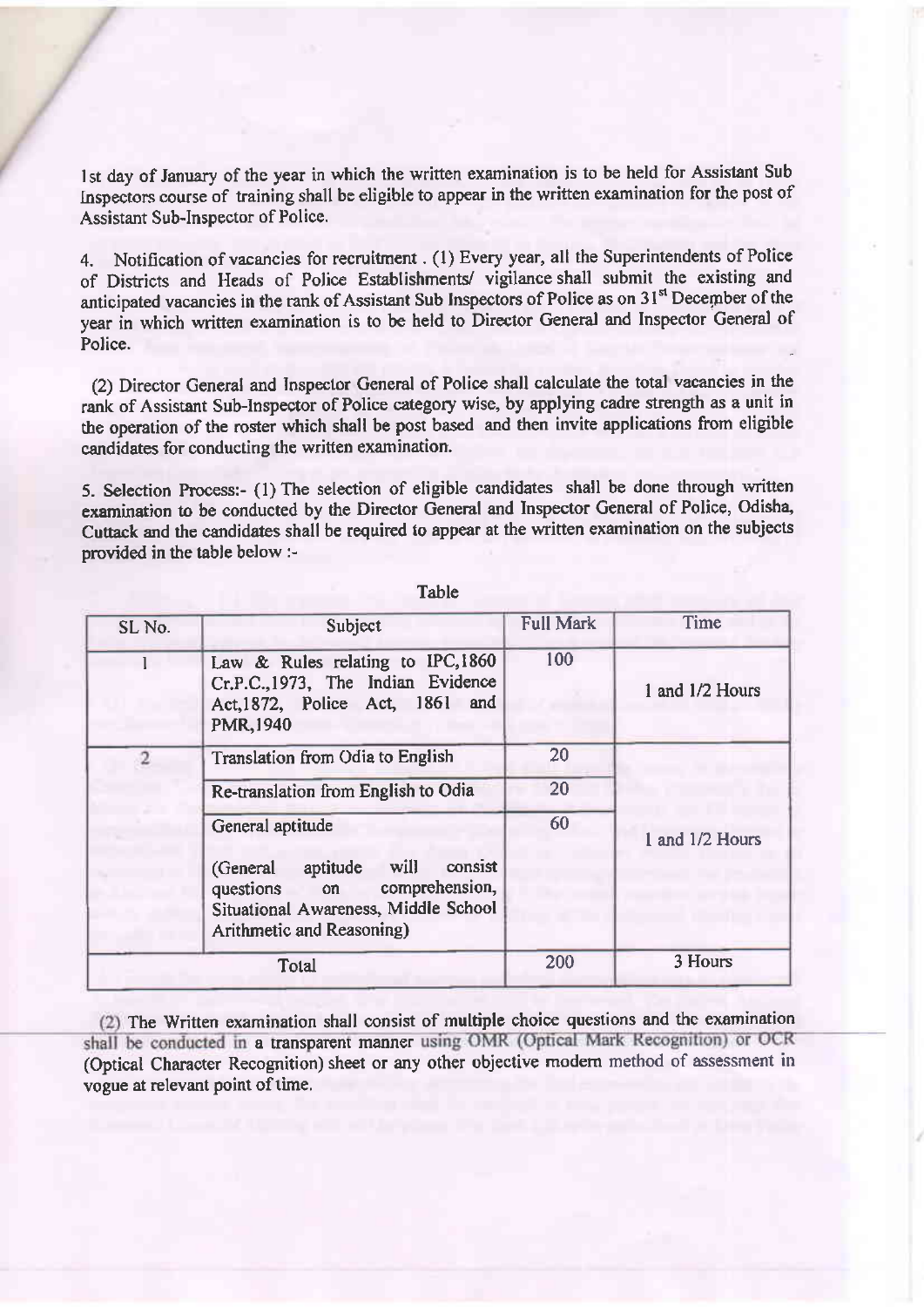1st day of January of the year in which the written examination is to be held for Assistant Sub Inspectors course of training shall be eligible to appear in the written examination for the post of Assistant Sub-Inspector of Police.

4. Notification of vacancies for recruitment . (1) Every year, all the Superintendents of Police of Districts and Heads of Police Establishments/ vigilance shall submit the existing and anticipated vacancies in the rank of Assistant Sub Inspectors of Police as on 31st December of the year in which written examination is to be held to Director General and Inspector General of Police.

(2) Director General and Inspector General of Police shall calculate the total vacancies in the rank of Assistant Sub-Inspector of Police category wise, by applying cadre strength as a unit in the operation of the roster which shall be post based and then invite applications from eligible candidates for conducting the written examination.

5. Selection Process:- (1) The selection of eligible candidates shall be done through written examination to be conducted by the Director General and Inspector General of Police, Odisha, Cuttack and the candidates shall be required to appear at the written examination on the subjects provided in the table below :-

Table

| SL No. | Subject | Full Mark | Time |
|---|---|---|---|
| 1 | Law & Rules relating to IPC,1860 Cr.P.C.,1973, The Indian Evidence Act,1872, Police Act, 1861 and PMR,1940 | 100 | 1 and 1/2 Hours |
| 2 | Translation from Odia to English | 20 | 1 and 1/2 Hours |
| | Re-translation from English to Odia | 20 | |
| | General aptitude (General aptitude will consist questions on comprehension, Situational Awareness, Middle School Arithmetic and Reasoning) | 60 | |
| Total | | 200 | 3 Hours |

(2) The Written examination shall consist of multiple choice questions and the examination shall be conducted in a transparent manner using OMR (Optical Mark Recognition) or OCR (Optical Character Recognition) sheet or any other objective modern method of assessment in vogue at relevant point of time.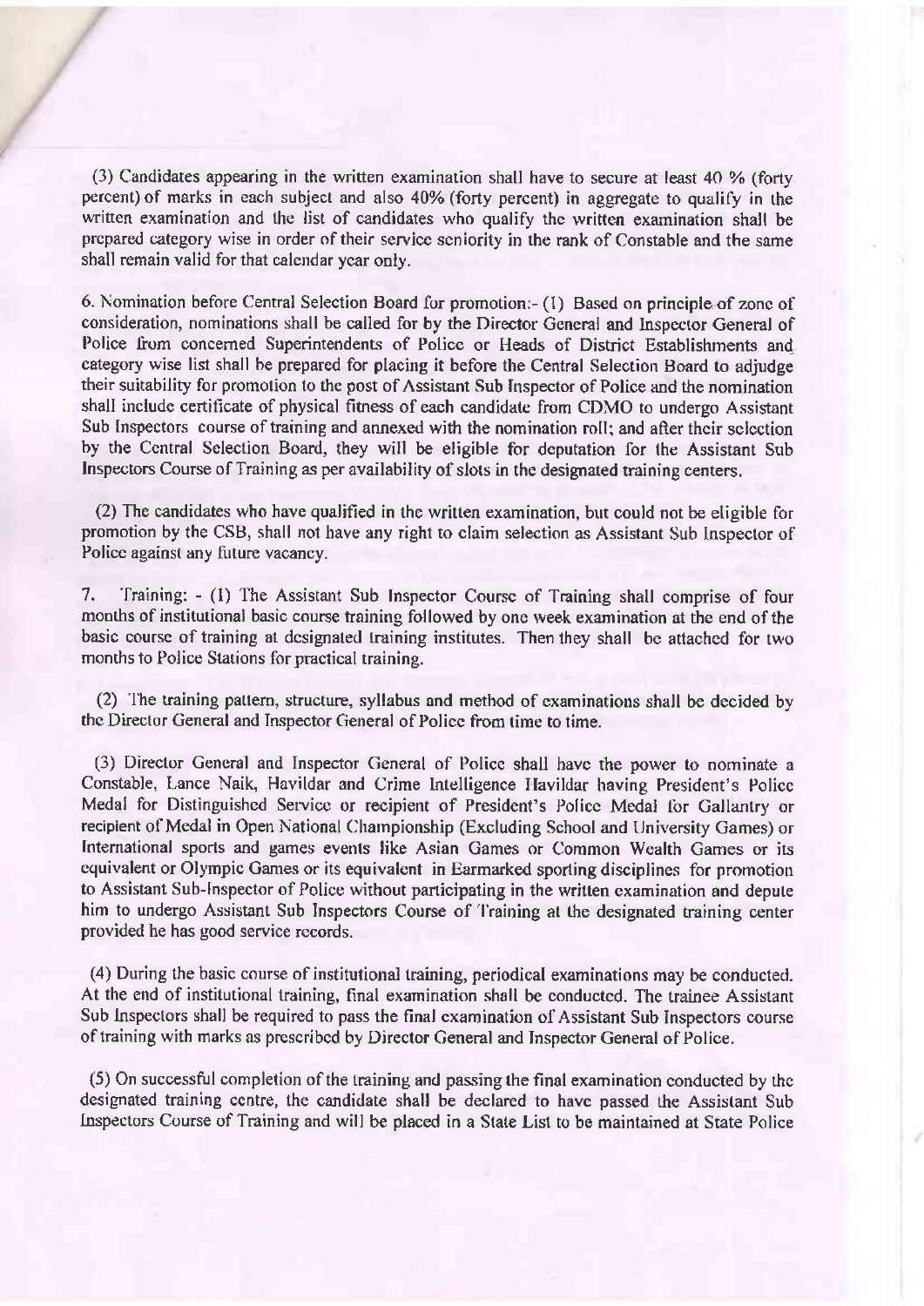(3) Candidates appearing in the written examination shall have to secure at least 40 % (forty percent) of marks in each subject and also 40% (forty percent) in aggregate to qualify in the written examination and the list of candidates who qualify the written examination shall be prepared category wise in order of their service seniority in the rank of Constable and the same shall remain valid for that calendar year only.

6. Nomination before Central Selection Board for promotion:- (1) Based on principle of zone of consideration, nominations shall be called for by the Director General and Inspector General of Police from concerned Superintendents of Police or Heads of District Establishments and category wise list shall be prepared for placing it before the Central Selection Board to adjudge their suitability for promotion to the post of Assistant Sub Inspector of Police and the nomination shall include certificate of physical fitness of each candidate from CDMO to undergo Assistant Sub Inspectors course of training and annexed with the nomination roll; and after their selection by the Central Selection Board, they will be eligible for deputation for the Assistant Sub Inspectors Course of Training as per availability of slots in the designated training centers.

(2) The candidates who have qualified in the written examination, but could not be eligible for promotion by the CSB, shall not have any right to claim selection as Assistant Sub Inspector of Police against any future vacancy.

7. Training: - (1) The Assistant Sub Inspector Course of Training shall comprise of four months of institutional basic course training followed by one week examination at the end of the basic course of training at designated training institutes. Then they shall be attached for two months to Police Stations for practical training.

(2) The training pattern, structure, syllabus and method of examinations shall be decided by the Director General and Inspector General of Police from time to time.

(3) Director General and Inspector General of Police shall have the power to nominate a Constable, Lance Naik, Havildar and Crime Intelligence Havildar having President's Police Medal for Distinguished Service or recipient of President's Police Medal for Gallantry or recipient of Medal in Open National Championship (Excluding School and University Games) or International sports and games events like Asian Games or Common Wealth Games or its equivalent or Olympic Games or its equivalent in Earmarked sporting disciplines for promotion to Assistant Sub-Inspector of Police without participating in the written examination and depute him to undergo Assistant Sub Inspectors Course of Training at the designated training center provided he has good service records.

(4) During the basic course of institutional training, periodical examinations may be conducted. At the end of institutional training, final examination shall be conducted. The trainee Assistant Sub Inspectors shall be required to pass the final examination of Assistant Sub Inspectors course of training with marks as prescribed by Director General and Inspector General of Police.

(5) On successful completion of the training and passing the final examination conducted by the designated training centre, the candidate shall be declared to have passed the Assistant Sub Inspectors Course of Training and will be placed in a State List to be maintained at State Police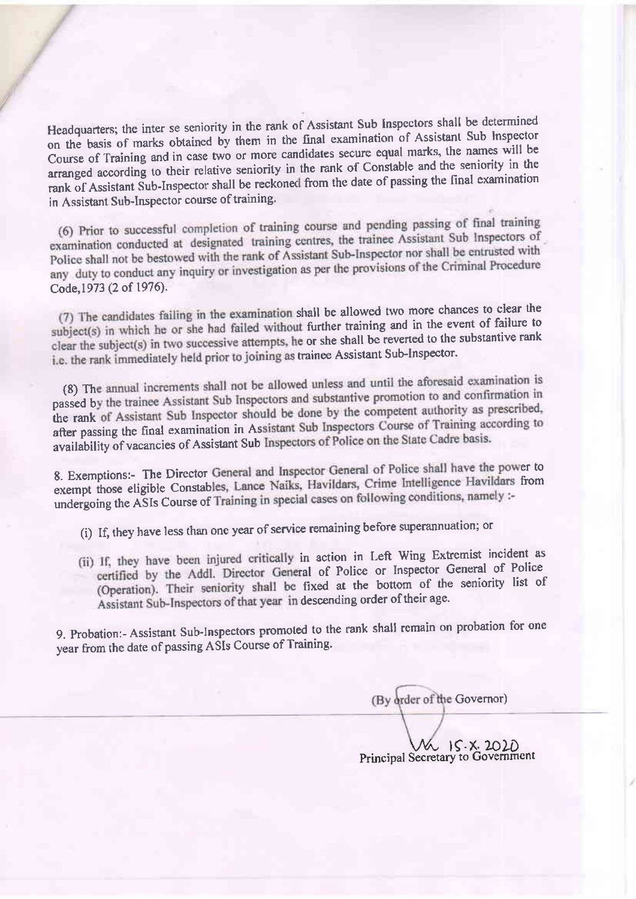Headquarters; the inter se seniority in the rank of Assistant Sub Inspectors shall be determined on the basis of marks obtained by them in the final examination of Assistant Sub Inspector Course of Training and in case two or more candidates secure equal marks, the names will be arranged according to their relative seniority in the rank of Constable and the seniority in the rank of Assistant Sub-Inspector shall be reckoned from the date of passing the final examination in Assistant Sub-Inspector course of training.

(6) Prior to successful completion of training course and pending passing of final training examination conducted at designated training centres, the trainee Assistant Sub Inspectors of Police shall not be bestowed with the rank of Assistant Sub-Inspector nor shall be entrusted with any duty to conduct any inquiry or investigation as per the provisions of the Criminal Procedure Code,1973 (2 of 1976).

(7) The candidates failing in the examination shall be allowed two more chances to clear the subject(s) in which he or she had failed without further training and in the event of failure to clear the subject(s) in two successive attempts, he or she shall be reverted to the substantive rank i.e. the rank immediately held prior to joining as trainee Assistant Sub-Inspector.

(8) The annual increments shall not be allowed unless and until the aforesaid examination is passed by the trainee Assistant Sub Inspectors and substantive promotion to and confirmation in the rank of Assistant Sub Inspector should be done by the competent authority as prescribed, after passing the final examination in Assistant Sub Inspectors Course of Training according to availability of vacancies of Assistant Sub Inspectors of Police on the State Cadre basis.

8. Exemptions:- The Director General and Inspector General of Police shall have the power to exempt those eligible Constables, Lance Naiks, Havildars, Crime Intelligence Havildars from undergoing the ASIs Course of Training in special cases on following conditions, namely :-

(i) If, they have less than one year of service remaining before superannuation; or

(ii) If, they have been injured critically in action in Left Wing Extremist incident as certified by the Addl. Director General of Police or Inspector General of Police (Operation). Their seniority shall be fixed at the bottom of the seniority list of Assistant Sub-Inspectors of that year in descending order of their age.

9. Probation:- Assistant Sub-Inspectors promoted to the rank shall remain on probation for one year from the date of passing ASIs Course of Training.

(By order of the Governor)

15.X.2020
Principal Secretary to Government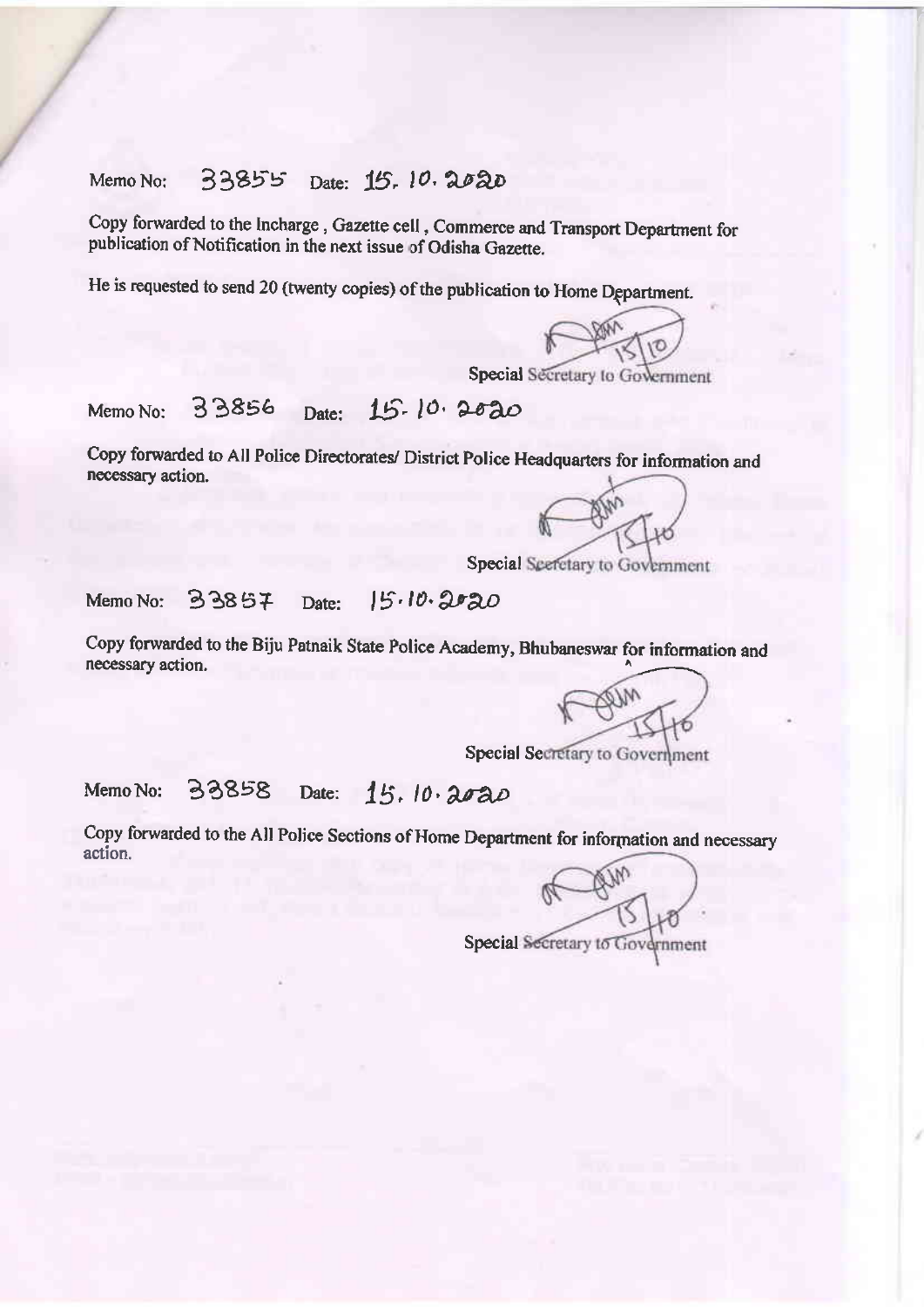Memo No: 33855 Date: 15. 10. 2020

Copy forwarded to the Incharge, Gazette cell, Commerce and Transport Department for publication of Notification in the next issue of Odisha Gazette.

He is requested to send 20 (twenty copies) of the publication to Home Department.

Special Secretary to Government

Memo No: 33856 Date: 15. 10. 2020

Copy forwarded to All Police Directorates/ District Police Headquarters for information and necessary action.

Special Secretary to Government

Memo No: 33857 Date: 15. 10. 2020

Copy forwarded to the Biju Patnaik State Police Academy, Bhubaneswar for information and necessary action.

Special Secretary to Government

Memo No: 33858 Date: 15. 10. 2020

Copy forwarded to the All Police Sections of Home Department for information and necessary action.

Special Secretary to Government